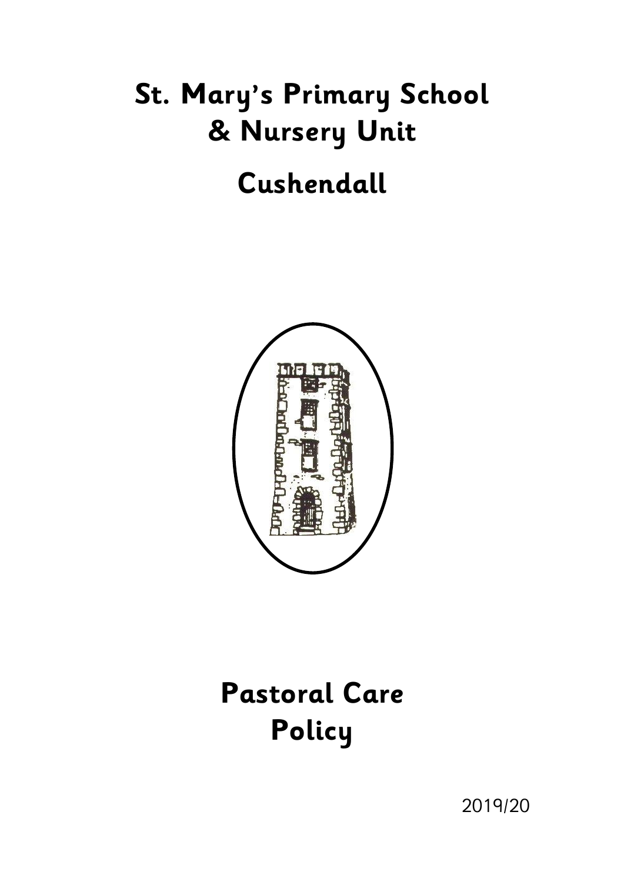# St. Mary's Primary School & Nursery Unit

# Cushendall

# Pastoral Care Policy

2019/20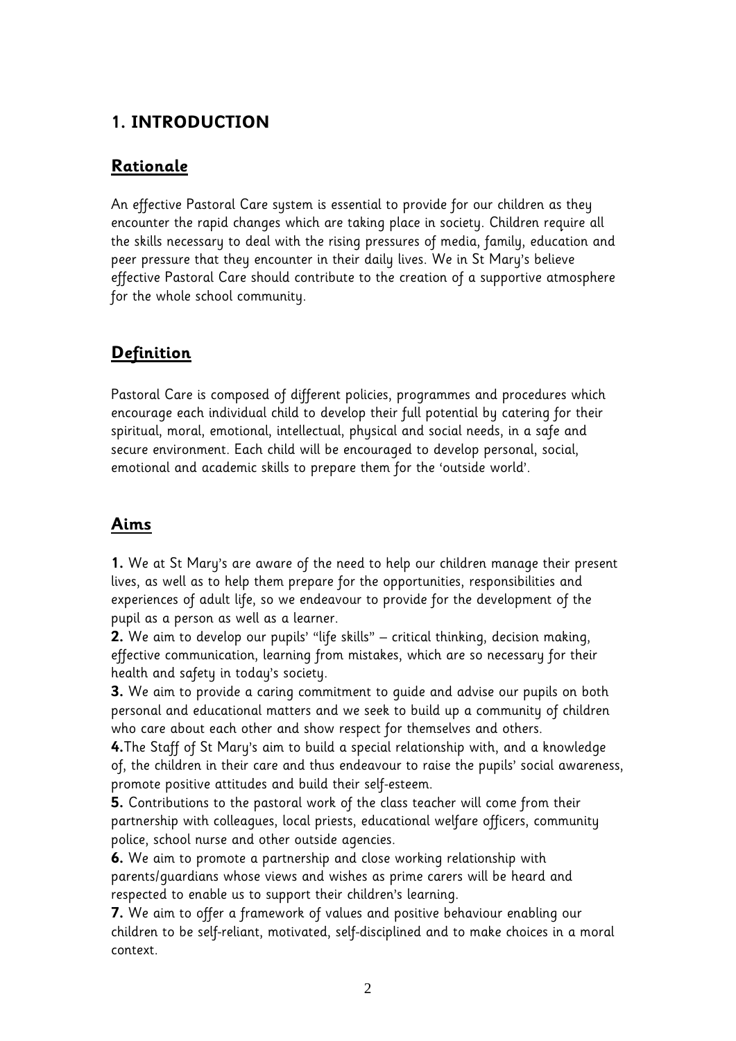## 1. INTRODUCTION

### Rationale

An effective Pastoral Care system is essential to provide for our children as they encounter the rapid changes which are taking place in society. Children require all the skills necessary to deal with the rising pressures of media, family, education and peer pressure that they encounter in their daily lives. We in St Mary's believe effective Pastoral Care should contribute to the creation of a supportive atmosphere for the whole school community.

### Definition

Pastoral Care is composed of different policies, programmes and procedures which encourage each individual child to develop their full potential by catering for their spiritual, moral, emotional, intellectual, physical and social needs, in a safe and secure environment. Each child will be encouraged to develop personal, social, emotional and academic skills to prepare them for the 'outside world'.

### Aims

**1.** We at St Mary's are aware of the need to help our children manage their present lives, as well as to help them prepare for the opportunities, responsibilities and experiences of adult life, so we endeavour to provide for the development of the pupil as a person as well as a learner.
**2.** We aim to develop our pupils' "life skills" – critical thinking, decision making, effective communication, learning from mistakes, which are so necessary for their health and safety in today's society.
**3.** We aim to provide a caring commitment to guide and advise our pupils on both personal and educational matters and we seek to build up a community of children who care about each other and show respect for themselves and others.
**4.** The Staff of St Mary's aim to build a special relationship with, and a knowledge of, the children in their care and thus endeavour to raise the pupils' social awareness, promote positive attitudes and build their self-esteem.
**5.** Contributions to the pastoral work of the class teacher will come from their partnership with colleagues, local priests, educational welfare officers, community police, school nurse and other outside agencies.
**6.** We aim to promote a partnership and close working relationship with parents/guardians whose views and wishes as prime carers will be heard and respected to enable us to support their children's learning.
**7.** We aim to offer a framework of values and positive behaviour enabling our children to be self-reliant, motivated, self-disciplined and to make choices in a moral context.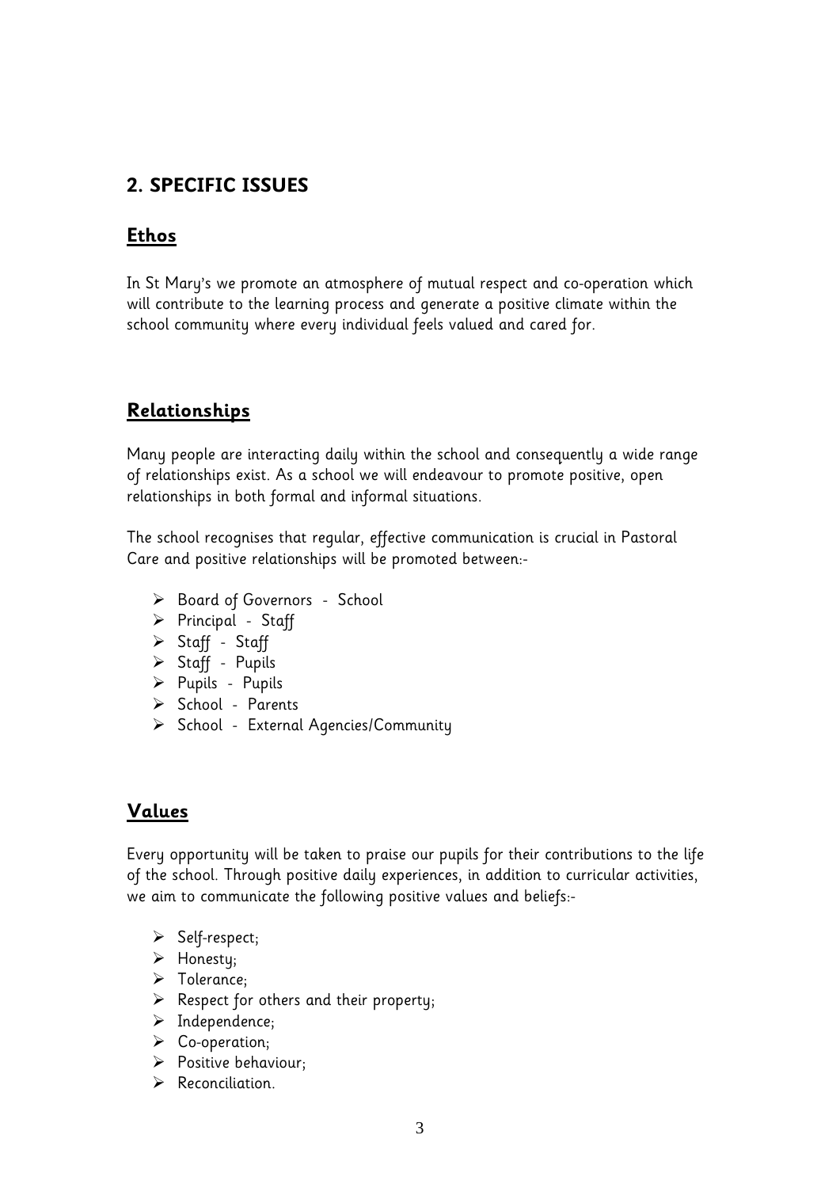## 2. SPECIFIC ISSUES

### Ethos

In St Mary's we promote an atmosphere of mutual respect and co-operation which will contribute to the learning process and generate a positive climate within the school community where every individual feels valued and cared for.

### Relationships

Many people are interacting daily within the school and consequently a wide range of relationships exist. As a school we will endeavour to promote positive, open relationships in both formal and informal situations.

The school recognises that regular, effective communication is crucial in Pastoral Care and positive relationships will be promoted between:-

- Board of Governors - School
- Principal - Staff
- Staff - Staff
- Staff - Pupils
- Pupils - Pupils
- School - Parents
- School - External Agencies/Community

### Values

Every opportunity will be taken to praise our pupils for their contributions to the life of the school. Through positive daily experiences, in addition to curricular activities, we aim to communicate the following positive values and beliefs:-

- Self-respect;
- Honesty;
- Tolerance;
- Respect for others and their property;
- Independence;
- Co-operation;
- Positive behaviour;
- Reconciliation.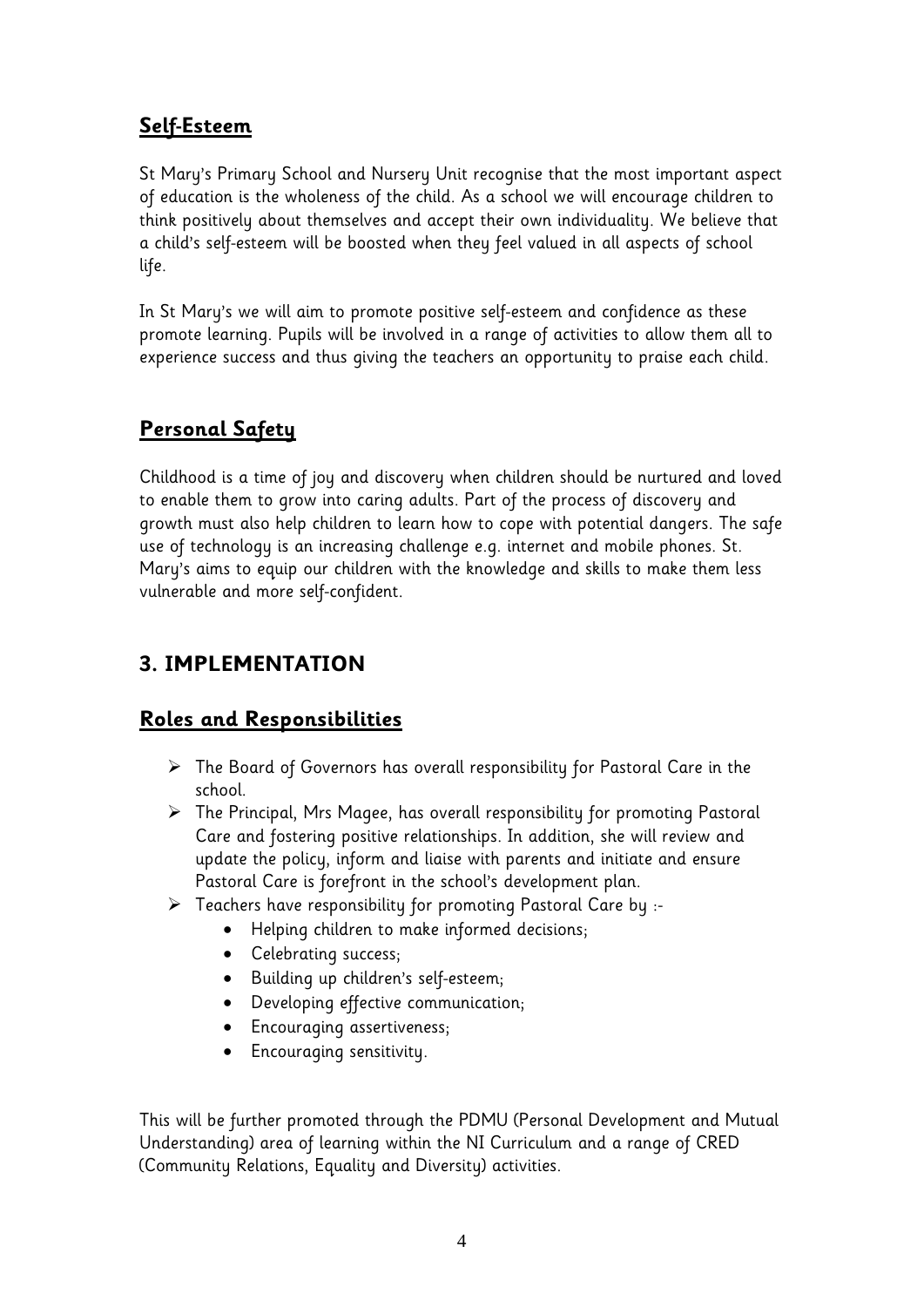## **Self-Esteem**

St Mary's Primary School and Nursery Unit recognise that the most important aspect of education is the wholeness of the child. As a school we will encourage children to think positively about themselves and accept their own individuality. We believe that a child's self-esteem will be boosted when they feel valued in all aspects of school life.

In St Mary's we will aim to promote positive self-esteem and confidence as these promote learning. Pupils will be involved in a range of activities to allow them all to experience success and thus giving the teachers an opportunity to praise each child.

## **Personal Safety**

Childhood is a time of joy and discovery when children should be nurtured and loved to enable them to grow into caring adults. Part of the process of discovery and growth must also help children to learn how to cope with potential dangers. The safe use of technology is an increasing challenge e.g. internet and mobile phones. St. Mary's aims to equip our children with the knowledge and skills to make them less vulnerable and more self-confident.

# **3. IMPLEMENTATION**

## **Roles and Responsibilities**

- The Board of Governors has overall responsibility for Pastoral Care in the school.
- The Principal, Mrs Magee, has overall responsibility for promoting Pastoral Care and fostering positive relationships. In addition, she will review and update the policy, inform and liaise with parents and initiate and ensure Pastoral Care is forefront in the school's development plan.
- Teachers have responsibility for promoting Pastoral Care by :-
  - Helping children to make informed decisions;
  - Celebrating success;
  - Building up children's self-esteem;
  - Developing effective communication;
  - Encouraging assertiveness;
  - Encouraging sensitivity.

This will be further promoted through the PDMU (Personal Development and Mutual Understanding) area of learning within the NI Curriculum and a range of CRED (Community Relations, Equality and Diversity) activities.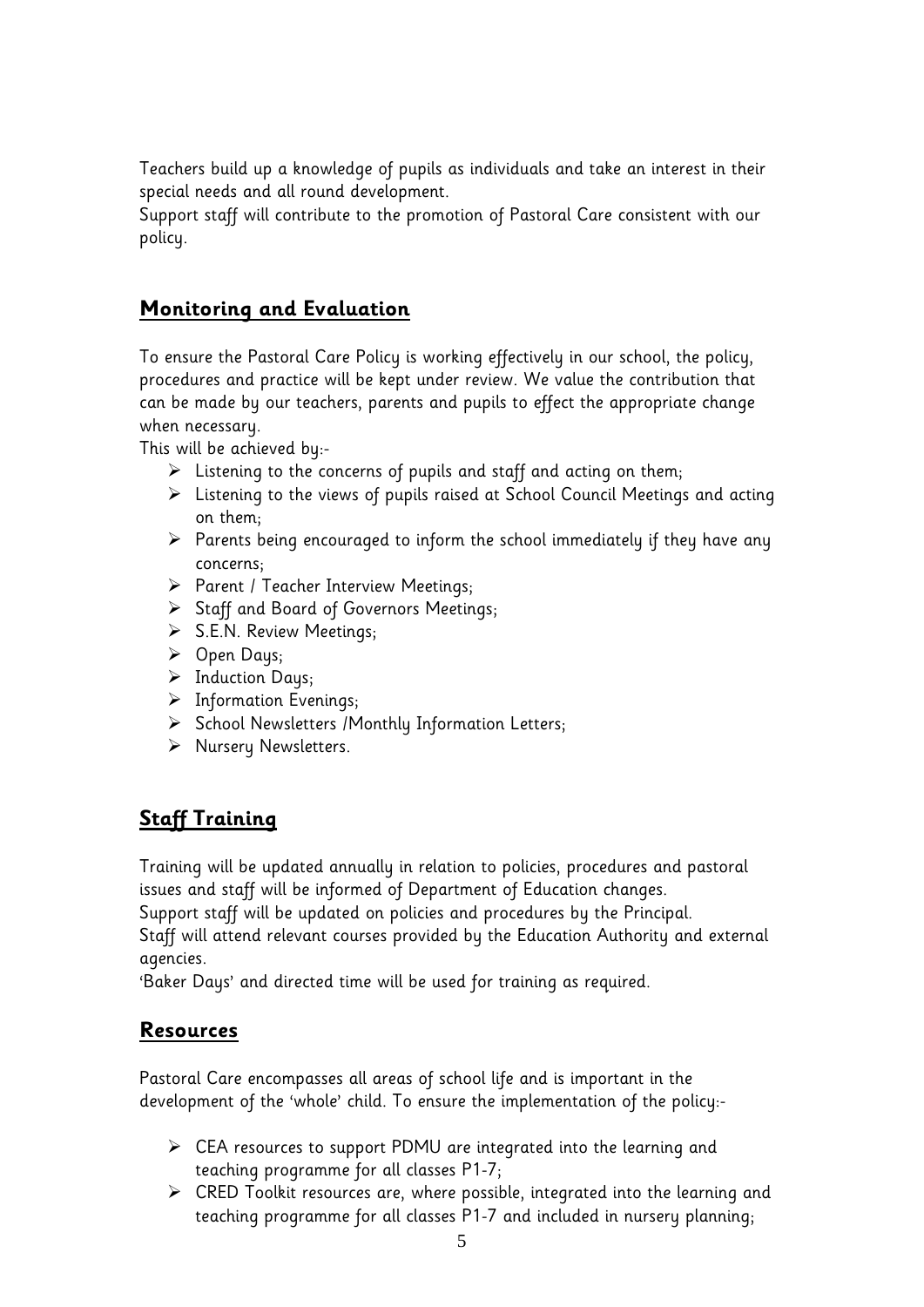Teachers build up a knowledge of pupils as individuals and take an interest in their special needs and all round development.

Support staff will contribute to the promotion of Pastoral Care consistent with our policy.

## Monitoring and Evaluation

To ensure the Pastoral Care Policy is working effectively in our school, the policy, procedures and practice will be kept under review. We value the contribution that can be made by our teachers, parents and pupils to effect the appropriate change when necessary.

This will be achieved by:-

- Listening to the concerns of pupils and staff and acting on them;
- Listening to the views of pupils raised at School Council Meetings and acting on them;
- Parents being encouraged to inform the school immediately if they have any concerns;
- Parent / Teacher Interview Meetings;
- Staff and Board of Governors Meetings;
- S.E.N. Review Meetings;
- Open Days;
- Induction Days;
- Information Evenings;
- School Newsletters /Monthly Information Letters;
- Nursery Newsletters.

## Staff Training

Training will be updated annually in relation to policies, procedures and pastoral issues and staff will be informed of Department of Education changes.

Support staff will be updated on policies and procedures by the Principal.

Staff will attend relevant courses provided by the Education Authority and external agencies.

'Baker Days' and directed time will be used for training as required.

## Resources

Pastoral Care encompasses all areas of school life and is important in the development of the 'whole' child. To ensure the implementation of the policy:-

- CEA resources to support PDMU are integrated into the learning and teaching programme for all classes P1-7;
- CRED Toolkit resources are, where possible, integrated into the learning and teaching programme for all classes P1-7 and included in nursery planning;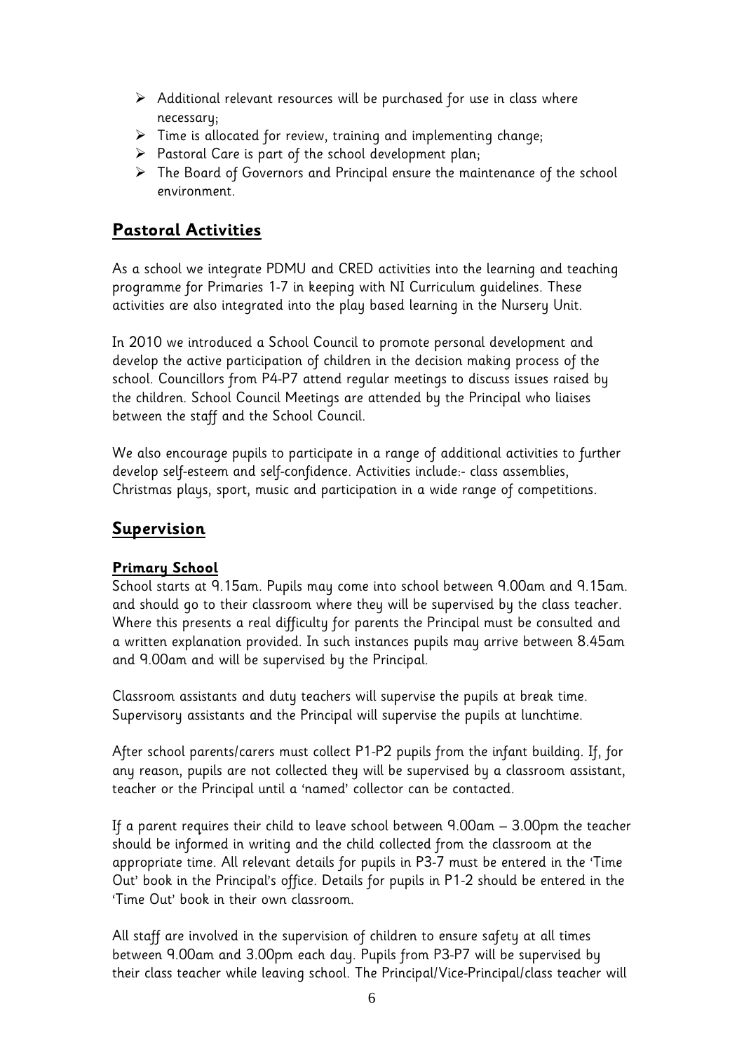- Additional relevant resources will be purchased for use in class where necessary;
- Time is allocated for review, training and implementing change;
- Pastoral Care is part of the school development plan;
- The Board of Governors and Principal ensure the maintenance of the school environment.

## Pastoral Activities

As a school we integrate PDMU and CRED activities into the learning and teaching programme for Primaries 1-7 in keeping with NI Curriculum guidelines. These activities are also integrated into the play based learning in the Nursery Unit.

In 2010 we introduced a School Council to promote personal development and develop the active participation of children in the decision making process of the school. Councillors from P4-P7 attend regular meetings to discuss issues raised by the children. School Council Meetings are attended by the Principal who liaises between the staff and the School Council.

We also encourage pupils to participate in a range of additional activities to further develop self-esteem and self-confidence. Activities include:- class assemblies, Christmas plays, sport, music and participation in a wide range of competitions.

## Supervision

### Primary School

School starts at 9.15am. Pupils may come into school between 9.00am and 9.15am. and should go to their classroom where they will be supervised by the class teacher. Where this presents a real difficulty for parents the Principal must be consulted and a written explanation provided. In such instances pupils may arrive between 8.45am and 9.00am and will be supervised by the Principal.

Classroom assistants and duty teachers will supervise the pupils at break time. Supervisory assistants and the Principal will supervise the pupils at lunchtime.

After school parents/carers must collect P1-P2 pupils from the infant building. If, for any reason, pupils are not collected they will be supervised by a classroom assistant, teacher or the Principal until a 'named' collector can be contacted.

If a parent requires their child to leave school between 9.00am – 3.00pm the teacher should be informed in writing and the child collected from the classroom at the appropriate time. All relevant details for pupils in P3-7 must be entered in the 'Time Out' book in the Principal's office. Details for pupils in P1-2 should be entered in the 'Time Out' book in their own classroom.

All staff are involved in the supervision of children to ensure safety at all times between 9.00am and 3.00pm each day. Pupils from P3-P7 will be supervised by their class teacher while leaving school. The Principal/Vice-Principal/class teacher will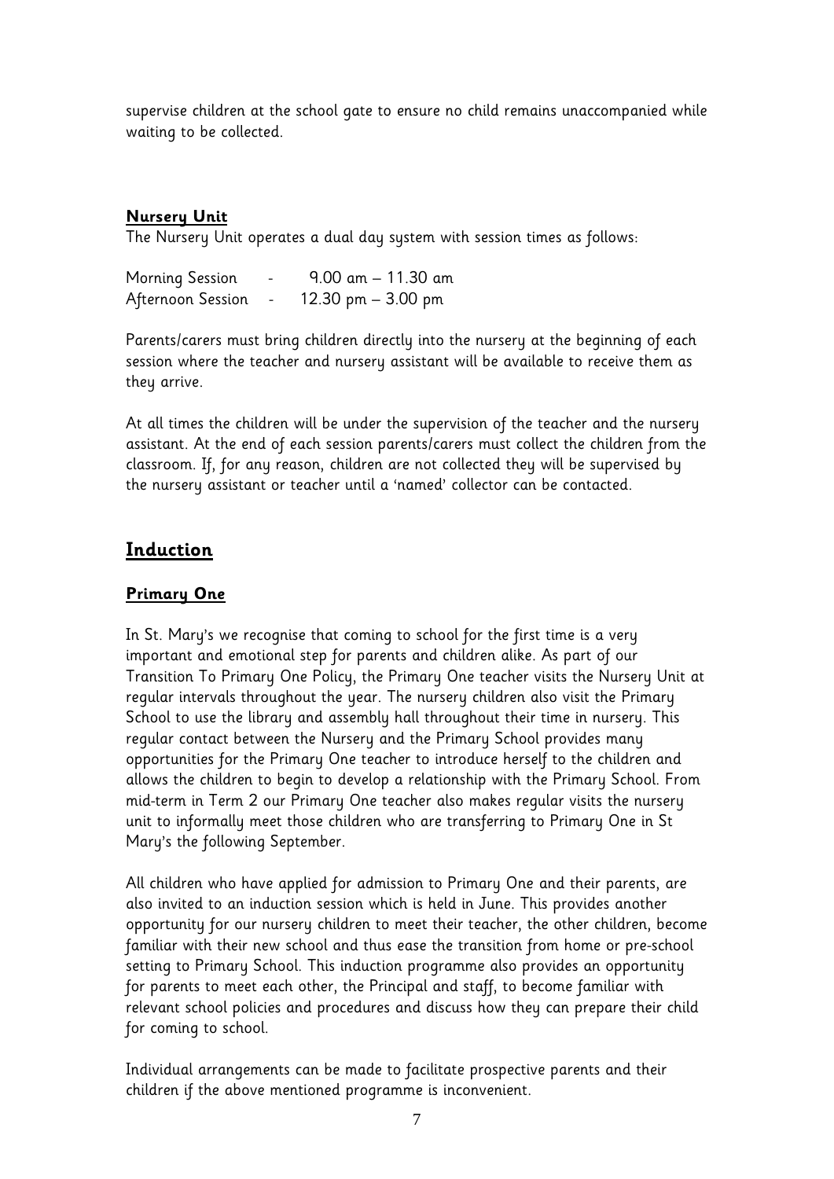supervise children at the school gate to ensure no child remains unaccompanied while waiting to be collected.

### **Nursery Unit**

The Nursery Unit operates a dual day system with session times as follows:

Morning Session - 9.00 am – 11.30 am
Afternoon Session - 12.30 pm – 3.00 pm

Parents/carers must bring children directly into the nursery at the beginning of each session where the teacher and nursery assistant will be available to receive them as they arrive.

At all times the children will be under the supervision of the teacher and the nursery assistant. At the end of each session parents/carers must collect the children from the classroom. If, for any reason, children are not collected they will be supervised by the nursery assistant or teacher until a 'named' collector can be contacted.

## **Induction**

### **Primary One**

In St. Mary's we recognise that coming to school for the first time is a very important and emotional step for parents and children alike. As part of our Transition To Primary One Policy, the Primary One teacher visits the Nursery Unit at regular intervals throughout the year. The nursery children also visit the Primary School to use the library and assembly hall throughout their time in nursery. This regular contact between the Nursery and the Primary School provides many opportunities for the Primary One teacher to introduce herself to the children and allows the children to begin to develop a relationship with the Primary School. From mid-term in Term 2 our Primary One teacher also makes regular visits the nursery unit to informally meet those children who are transferring to Primary One in St Mary's the following September.

All children who have applied for admission to Primary One and their parents, are also invited to an induction session which is held in June. This provides another opportunity for our nursery children to meet their teacher, the other children, become familiar with their new school and thus ease the transition from home or pre-school setting to Primary School. This induction programme also provides an opportunity for parents to meet each other, the Principal and staff, to become familiar with relevant school policies and procedures and discuss how they can prepare their child for coming to school.

Individual arrangements can be made to facilitate prospective parents and their children if the above mentioned programme is inconvenient.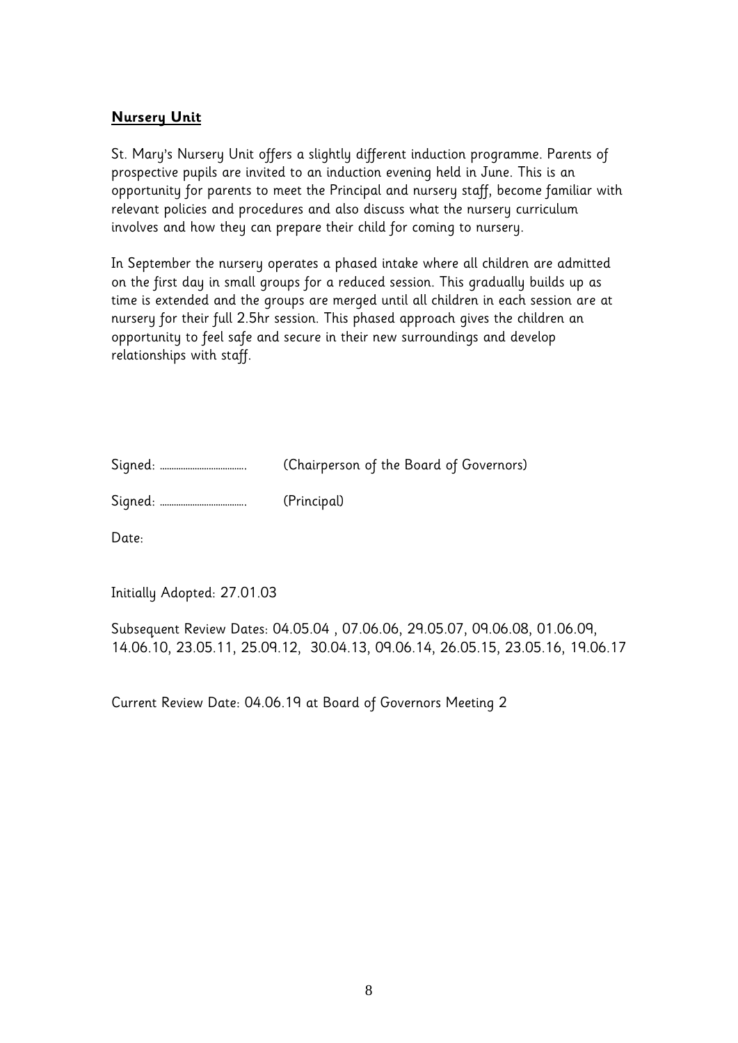## **Nursery Unit**

St. Mary's Nursery Unit offers a slightly different induction programme. Parents of prospective pupils are invited to an induction evening held in June. This is an opportunity for parents to meet the Principal and nursery staff, become familiar with relevant policies and procedures and also discuss what the nursery curriculum involves and how they can prepare their child for coming to nursery.

In September the nursery operates a phased intake where all children are admitted on the first day in small groups for a reduced session. This gradually builds up as time is extended and the groups are merged until all children in each session are at nursery for their full 2.5hr session. This phased approach gives the children an opportunity to feel safe and secure in their new surroundings and develop relationships with staff.

Signed: ……………………………. (Chairperson of the Board of Governors)

Signed: ……………………………. (Principal)

Date:

Initially Adopted: 27.01.03

Subsequent Review Dates: 04.05.04 , 07.06.06, 29.05.07, 09.06.08, 01.06.09, 14.06.10, 23.05.11, 25.09.12, 30.04.13, 09.06.14, 26.05.15, 23.05.16, 19.06.17

Current Review Date: 04.06.19 at Board of Governors Meeting 2